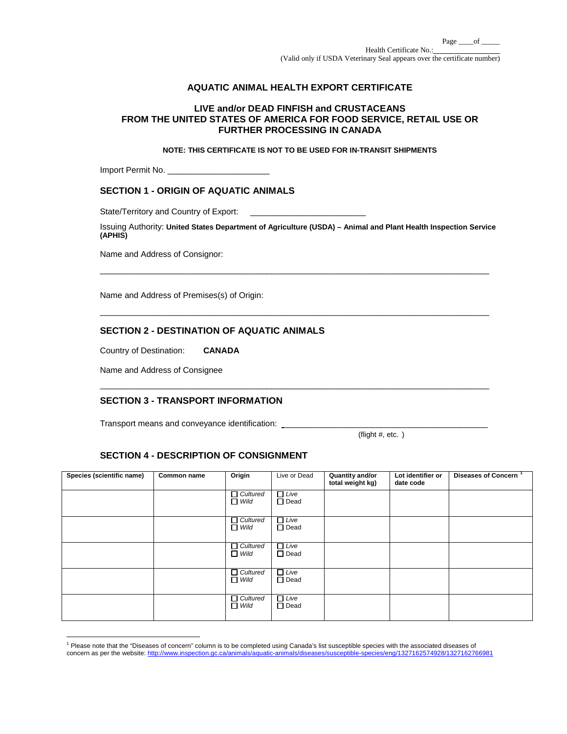Page ____of _____

Health Certificate No.: ________________

(Valid only if USDA Veterinary Seal appears over the certificate number)

# AQUATIC ANIMAL HEALTH EXPORT CERTIFICATE

## LIVE and/or DEAD FINFISH and CRUSTACEANS FROM THE UNITED STATES OF AMERICA FOR FOOD SERVICE, RETAIL USE OR FURTHER PROCESSING IN CANADA

**NOTE: THIS CERTIFICATE IS NOT TO BE USED FOR IN-TRANSIT SHIPMENTS**

Import Permit No. ______________________

## SECTION 1 - ORIGIN OF AQUATIC ANIMALS

State/Territory and Country of Export: _________________________

Issuing Authority: **United States Department of Agriculture (USDA) – Animal and Plant Health Inspection Service (APHIS)**

Name and Address of Consignor:

_______________________________________________________________________________

Name and Address of Premises(s) of Origin:

_______________________________________________________________________________

## SECTION 2 - DESTINATION OF AQUATIC ANIMALS

Country of Destination: **CANADA**

Name and Address of Consignee

_______________________________________________________________________________

## SECTION 3 - TRANSPORT INFORMATION

Transport means and conveyance identification: _____________________________________________

(flight #, etc. )

## SECTION 4 - DESCRIPTION OF CONSIGNMENT

| Species (scientific name) | Common name | Origin | Live or Dead | Quantity and/or total weight kg) | Lot identifier or date code | Diseases of Concern [1] |
|---|---|---|---|---|---|---|
| | | ☐ *Cultured* ☐ *Wild* | ☐ *Live* ☐ Dead | | | |
| | | ☐ *Cultured* ☐ *Wild* | ☐ *Live* ☐ Dead | | | |
| | | ☐ *Cultured* ☐ *Wild* | ☐ *Live* ☐ Dead | | | |
| | | ☐ *Cultured* ☐ *Wild* | ☐ *Live* ☐ Dead | | | |
| | | ☐ *Cultured* ☐ *Wild* | ☐ *Live* ☐ Dead | | | |

[1] Please note that the "Diseases of concern" column is to be completed using Canada's list susceptible species with the associated diseases of concern as per the website: http://www.inspection.gc.ca/animals/aquatic-animals/diseases/susceptible-species/eng/1327162574928/1327162766981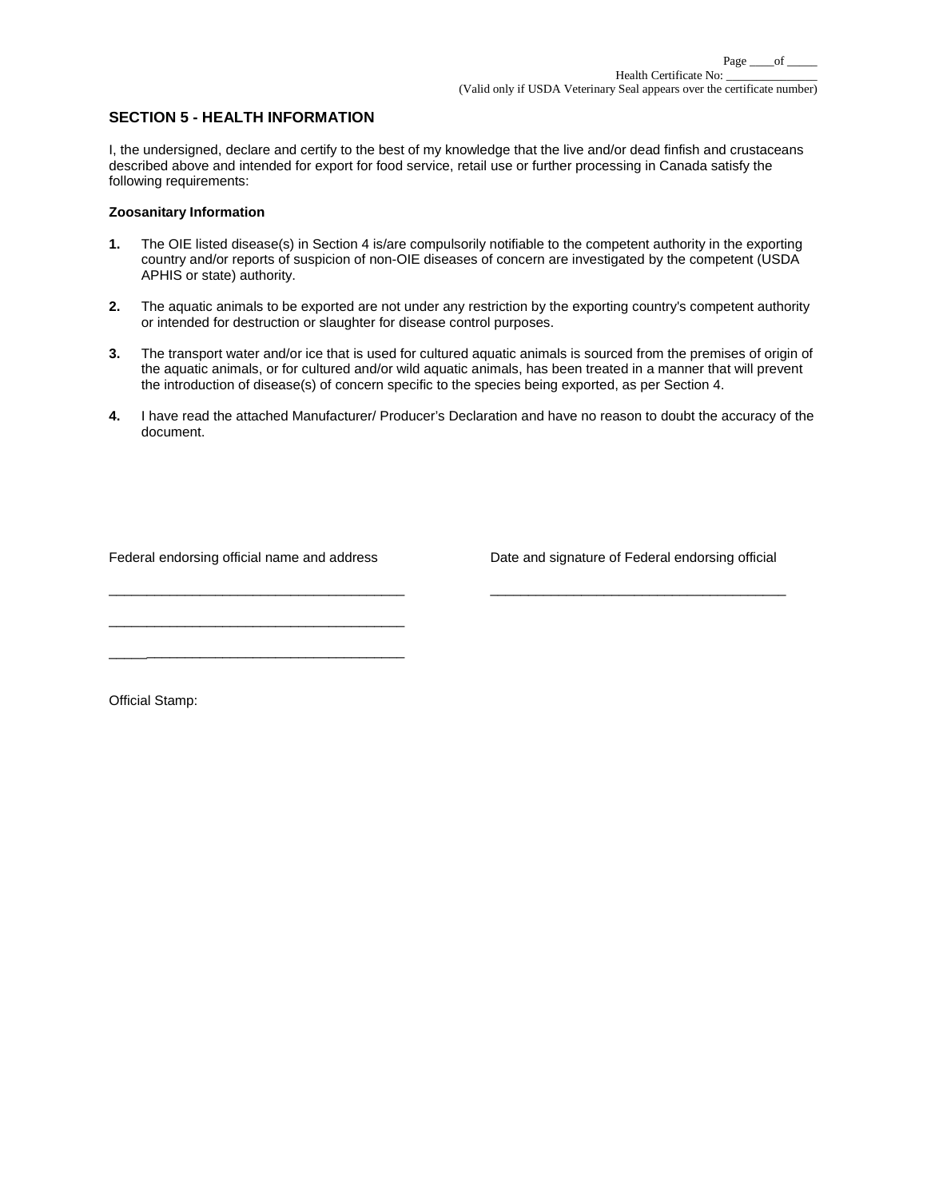Page ____of _____
Health Certificate No: _______________
(Valid only if USDA Veterinary Seal appears over the certificate number)

## SECTION 5 - HEALTH INFORMATION

I, the undersigned, declare and certify to the best of my knowledge that the live and/or dead finfish and crustaceans described above and intended for export for food service, retail use or further processing in Canada satisfy the following requirements:

**Zoosanitary Information**

**1.** The OIE listed disease(s) in Section 4 is/are compulsorily notifiable to the competent authority in the exporting country and/or reports of suspicion of non-OIE diseases of concern are investigated by the competent (USDA APHIS or state) authority.

**2.** The aquatic animals to be exported are not under any restriction by the exporting country's competent authority or intended for destruction or slaughter for disease control purposes.

**3.** The transport water and/or ice that is used for cultured aquatic animals is sourced from the premises of origin of the aquatic animals, or for cultured and/or wild aquatic animals, has been treated in a manner that will prevent the introduction of disease(s) of concern specific to the species being exported, as per Section 4.

**4.** I have read the attached Manufacturer/ Producer's Declaration and have no reason to doubt the accuracy of the document.

Federal endorsing official name and address

_______________________________________

_______________________________________

_______________________________________

Date and signature of Federal endorsing official

_______________________________________

Official Stamp: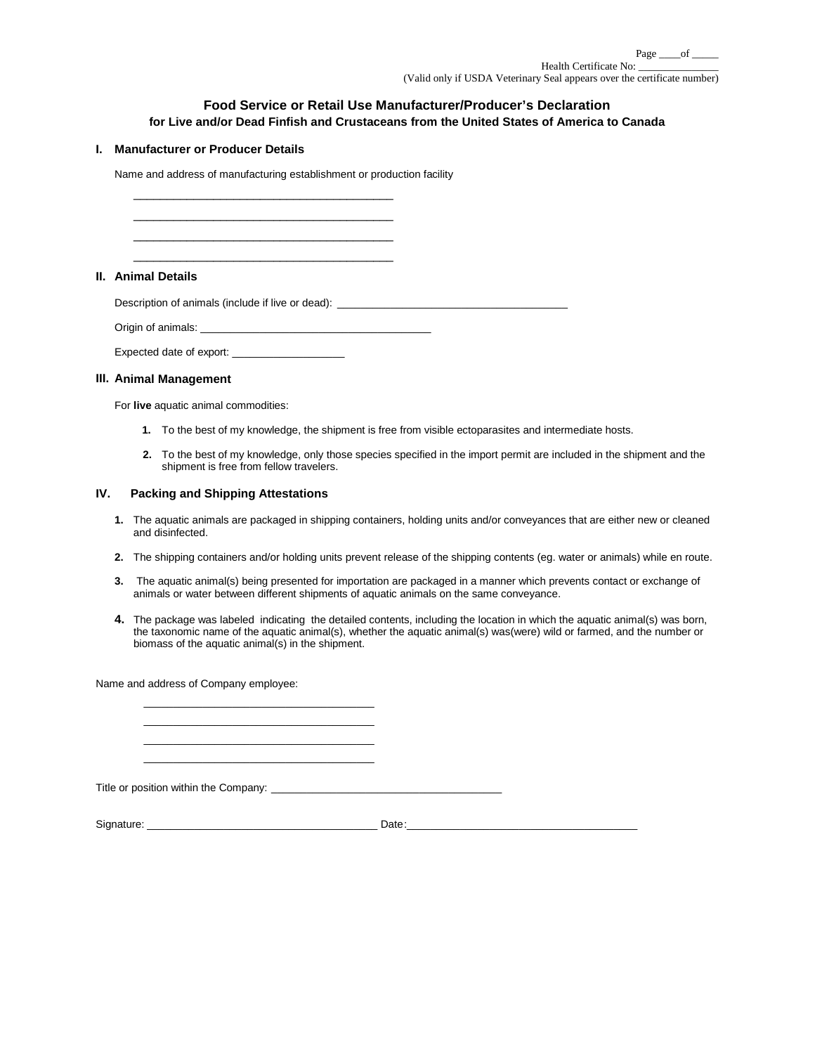Page ____of _____
Health Certificate No: _______________
(Valid only if USDA Veterinary Seal appears over the certificate number)

# Food Service or Retail Use Manufacturer/Producer's Declaration

## for Live and/or Dead Finfish and Crustaceans from the United States of America to Canada

### I. Manufacturer or Producer Details

Name and address of manufacturing establishment or production facility

_____________________________________________

_____________________________________________

_____________________________________________

_____________________________________________

### II. Animal Details

Description of animals (include if live or dead): ________________________________________

Origin of animals: ________________________________________

Expected date of export: ____________________

### III. Animal Management

For **live** aquatic animal commodities:

1. To the best of my knowledge, the shipment is free from visible ectoparasites and intermediate hosts.
2. To the best of my knowledge, only those species specified in the import permit are included in the shipment and the shipment is free from fellow travelers.

### IV. Packing and Shipping Attestations

1. The aquatic animals are packaged in shipping containers, holding units and/or conveyances that are either new or cleaned and disinfected.
2. The shipping containers and/or holding units prevent release of the shipping contents (eg. water or animals) while en route.
3. The aquatic animal(s) being presented for importation are packaged in a manner which prevents contact or exchange of animals or water between different shipments of aquatic animals on the same conveyance.
4. The package was labeled indicating the detailed contents, including the location in which the aquatic animal(s) was born, the taxonomic name of the aquatic animal(s), whether the aquatic animal(s) was(were) wild or farmed, and the number or biomass of the aquatic animal(s) in the shipment.

Name and address of Company employee:

________________________________________

________________________________________

________________________________________

________________________________________

Title or position within the Company: ________________________________________

Signature: ________________________________________ Date: ________________________________________